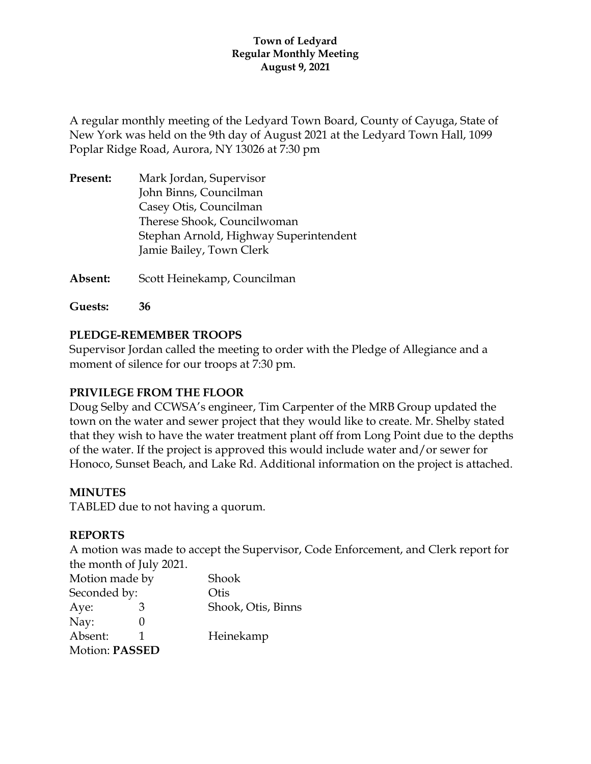**Town of Ledyard**
**Regular Monthly Meeting**
**August 9, 2021**

A regular monthly meeting of the Ledyard Town Board, County of Cayuga, State of New York was held on the 9th day of August 2021 at the Ledyard Town Hall, 1099 Poplar Ridge Road, Aurora, NY 13026 at 7:30 pm

**Present:** Mark Jordan, Supervisor
John Binns, Councilman
Casey Otis, Councilman
Therese Shook, Councilwoman
Stephan Arnold, Highway Superintendent
Jamie Bailey, Town Clerk

**Absent:** Scott Heinekamp, Councilman

**Guests:** **36**

### PLEDGE-REMEMBER TROOPS

Supervisor Jordan called the meeting to order with the Pledge of Allegiance and a moment of silence for our troops at 7:30 pm.

### PRIVILEGE FROM THE FLOOR

Doug Selby and CCWSA's engineer, Tim Carpenter of the MRB Group updated the town on the water and sewer project that they would like to create. Mr. Shelby stated that they wish to have the water treatment plant off from Long Point due to the depths of the water. If the project is approved this would include water and/or sewer for Honoco, Sunset Beach, and Lake Rd. Additional information on the project is attached.

### MINUTES

TABLED due to not having a quorum.

### REPORTS

A motion was made to accept the Supervisor, Code Enforcement, and Clerk report for the month of July 2021.

| | | |
|---|---|---|
| Motion made by | | Shook |
| Seconded by: | | Otis |
| Aye: | 3 | Shook, Otis, Binns |
| Nay: | 0 | |
| Absent: | 1 | Heinekamp |

Motion: **PASSED**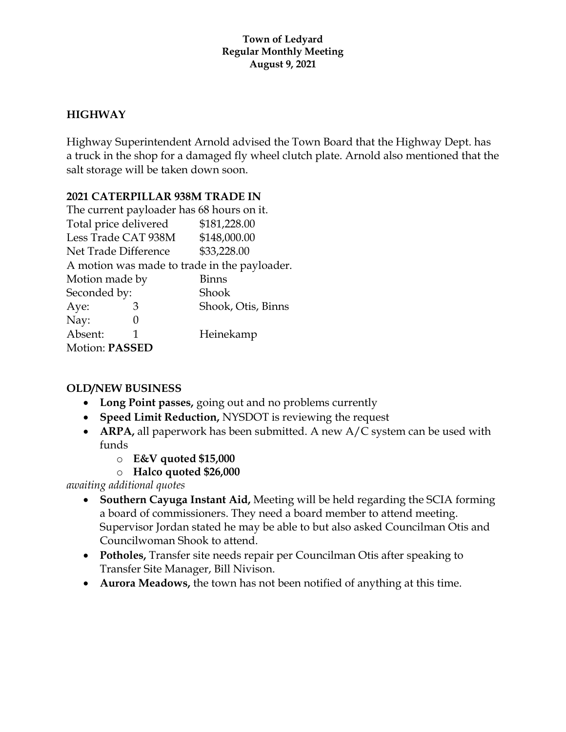**Town of Ledyard**
**Regular Monthly Meeting**
**August 9, 2021**

## HIGHWAY

Highway Superintendent Arnold advised the Town Board that the Highway Dept. has a truck in the shop for a damaged fly wheel clutch plate. Arnold also mentioned that the salt storage will be taken down soon.

## 2021 CATERPILLAR 938M TRADE IN

The current payloader has 68 hours on it.

| | |
|---|---|
| Total price delivered | $181,228.00 |
| Less Trade CAT 938M | $148,000.00 |
| Net Trade Difference | $33,228.00 |

A motion was made to trade in the payloader.

| | | |
|---|---|---|
| Motion made by | | Binns |
| Seconded by: | | Shook |
| Aye: | 3 | Shook, Otis, Binns |
| Nay: | 0 | |
| Absent: | 1 | Heinekamp |

Motion: **PASSED**

## OLD/NEW BUSINESS

- **Long Point passes,** going out and no problems currently
- **Speed Limit Reduction,** NYSDOT is reviewing the request
- **ARPA,** all paperwork has been submitted. A new A/C system can be used with funds
  - **E&V quoted $15,000**
  - **Halco quoted $26,000**

*awaiting additional quotes*

- **Southern Cayuga Instant Aid,** Meeting will be held regarding the SCIA forming a board of commissioners. They need a board member to attend meeting. Supervisor Jordan stated he may be able to but also asked Councilman Otis and Councilwoman Shook to attend.
- **Potholes,** Transfer site needs repair per Councilman Otis after speaking to Transfer Site Manager, Bill Nivison.
- **Aurora Meadows,** the town has not been notified of anything at this time.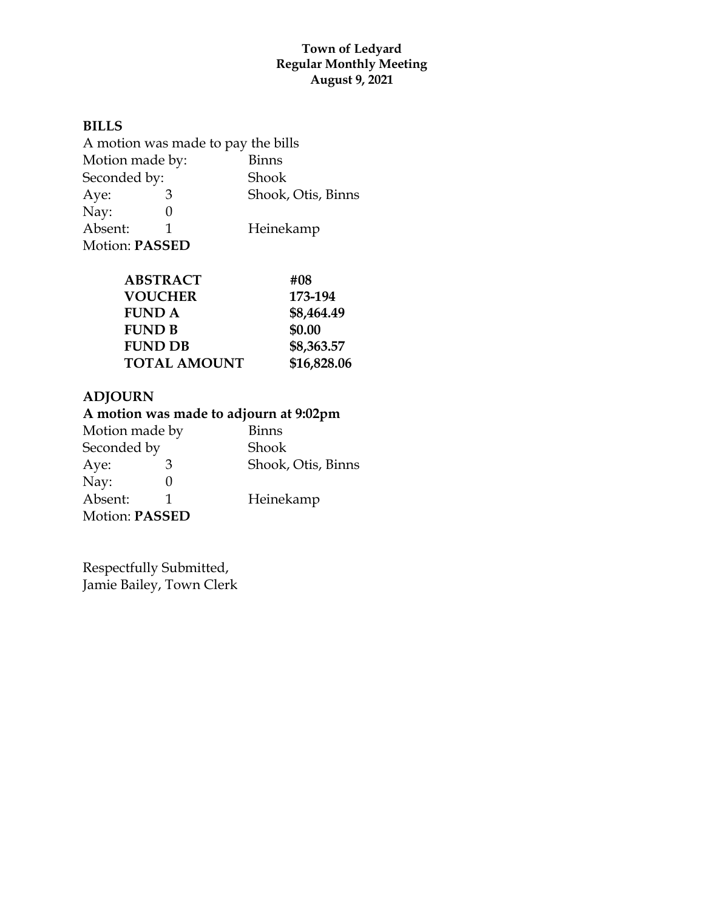**Town of Ledyard**
**Regular Monthly Meeting**
**August 9, 2021**

## BILLS

A motion was made to pay the bills

| | | |
|---|---|---|
| Motion made by: | | Binns |
| Seconded by: | | Shook |
| Aye: | 3 | Shook, Otis, Binns |
| Nay: | 0 | |
| Absent: | 1 | Heinekamp |

Motion: **PASSED**

| | |
|---|---|
| **ABSTRACT** | **#08** |
| **VOUCHER** | **173-194** |
| **FUND A** | **$8,464.49** |
| **FUND B** | **$0.00** |
| **FUND DB** | **$8,363.57** |
| **TOTAL AMOUNT** | **$16,828.06** |

## ADJOURN

**A motion was made to adjourn at 9:02pm**

| | | |
|---|---|---|
| Motion made by | | Binns |
| Seconded by | | Shook |
| Aye: | 3 | Shook, Otis, Binns |
| Nay: | 0 | |
| Absent: | 1 | Heinekamp |

Motion: **PASSED**

Respectfully Submitted,
Jamie Bailey, Town Clerk